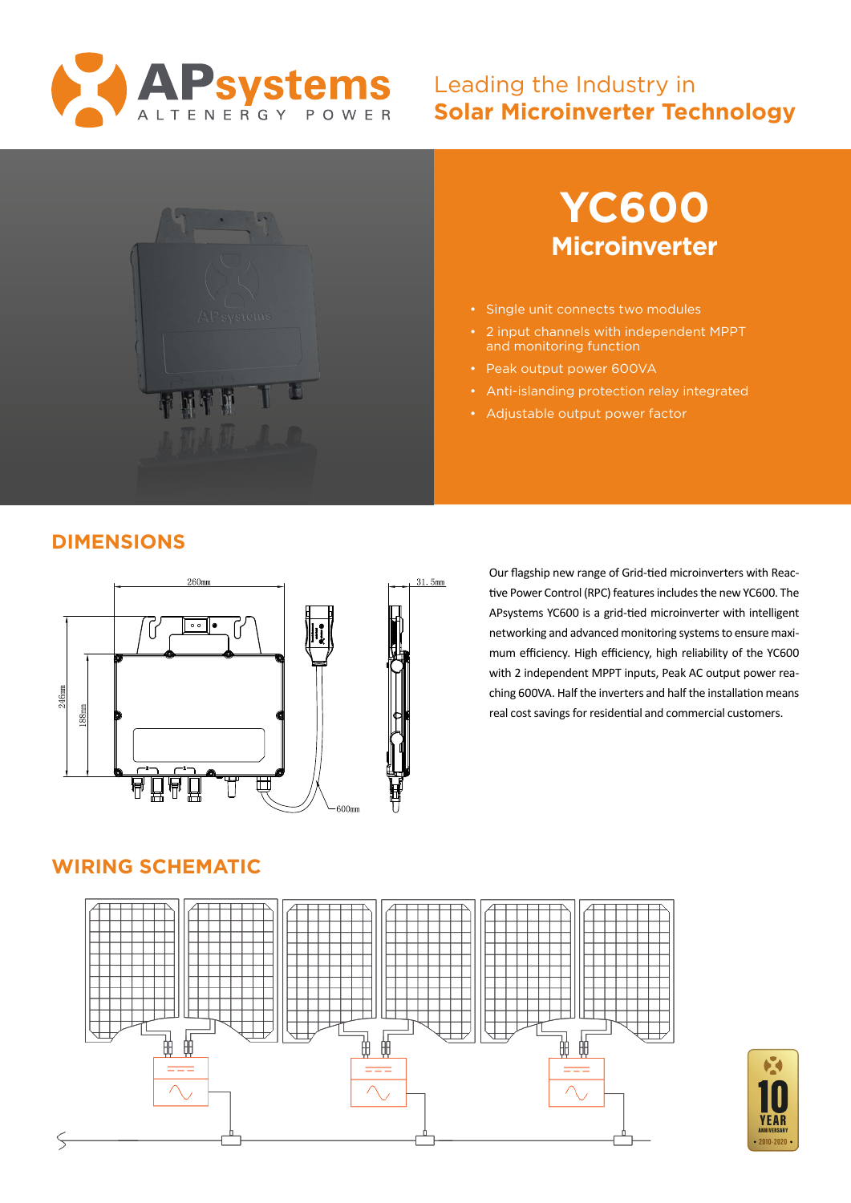# APsystems

ALTENERGY POWER

Leading the Industry in
**Solar Microinverter Technology**

# YC600
## Microinverter

- Single unit connects two modules
- 2 input channels with independent MPPT and monitoring function
- Peak output power 600VA
- Anti-islanding protection relay integrated
- Adjustable output power factor

## DIMENSIONS

260mm, 246mm, 188mm, 600mm, 31.5mm

Our flagship new range of Grid-tied microinverters with Reactive Power Control (RPC) features includes the new YC600. The APsystems YC600 is a grid-tied microinverter with intelligent networking and advanced monitoring systems to ensure maximum efficiency. High efficiency, high reliability of the YC600 with 2 independent MPPT inputs, Peak AC output power reaching 600VA. Half the inverters and half the installation means real cost savings for residential and commercial customers.

## WIRING SCHEMATIC

10 YEAR ANNIVERSARY • 2010-2020 •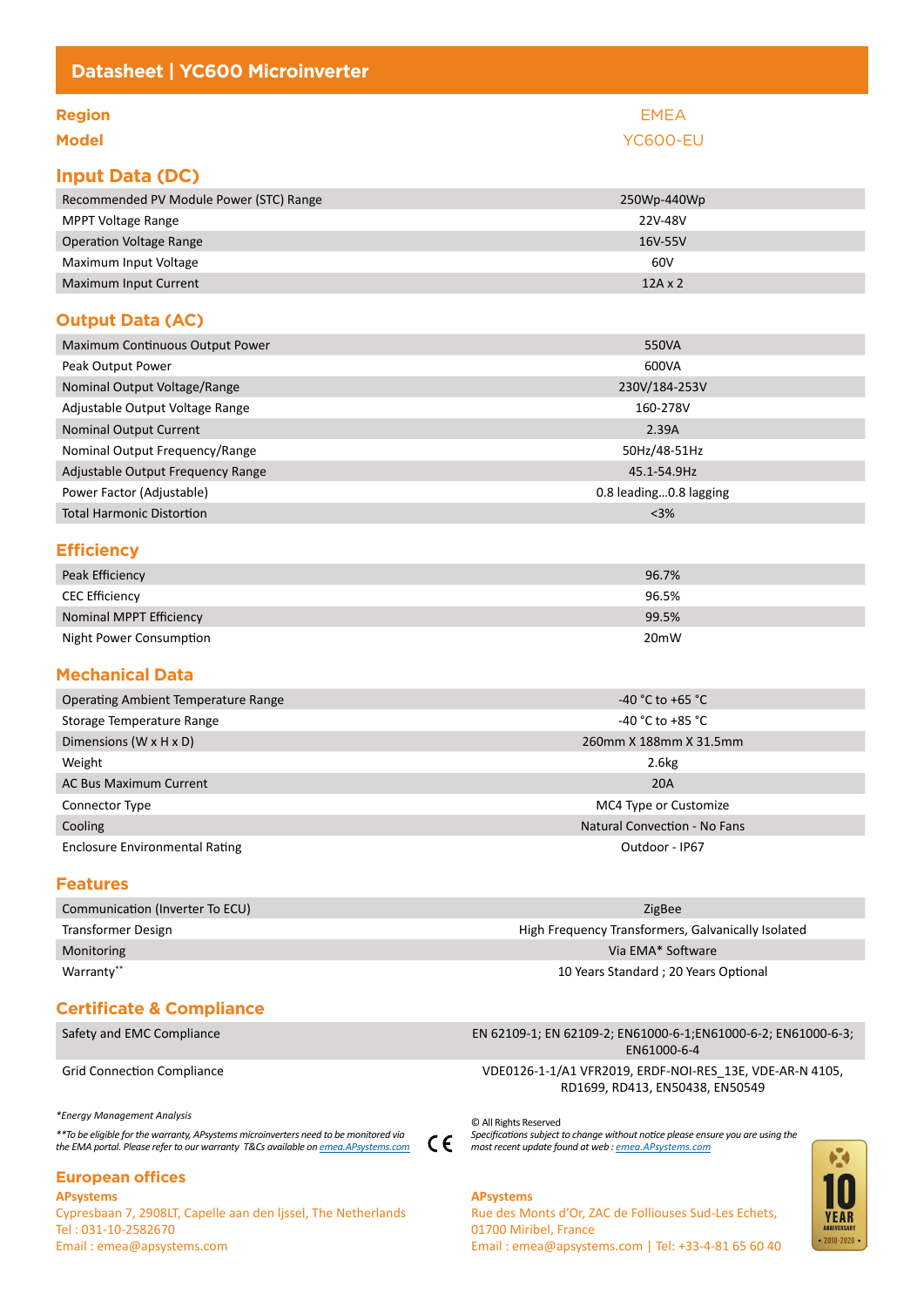# Datasheet | YC600 Microinverter

| | |
|---|---|
| **Region** | EMEA |
| **Model** | YC600-EU |

## Input Data (DC)

| | |
|---|---|
| Recommended PV Module Power (STC) Range | 250Wp-440Wp |
| MPPT Voltage Range | 22V-48V |
| Operation Voltage Range | 16V-55V |
| Maximum Input Voltage | 60V |
| Maximum Input Current | 12A x 2 |

## Output Data (AC)

| | |
|---|---|
| Maximum Continuous Output Power | 550VA |
| Peak Output Power | 600VA |
| Nominal Output Voltage/Range | 230V/184-253V |
| Adjustable Output Voltage Range | 160-278V |
| Nominal Output Current | 2.39A |
| Nominal Output Frequency/Range | 50Hz/48-51Hz |
| Adjustable Output Frequency Range | 45.1-54.9Hz |
| Power Factor (Adjustable) | 0.8 leading...0.8 lagging |
| Total Harmonic Distortion | <3% |

## Efficiency

| | |
|---|---|
| Peak Efficiency | 96.7% |
| CEC Efficiency | 96.5% |
| Nominal MPPT Efficiency | 99.5% |
| Night Power Consumption | 20mW |

## Mechanical Data

| | |
|---|---|
| Operating Ambient Temperature Range | -40 °C to +65 °C |
| Storage Temperature Range | -40 °C to +85 °C |
| Dimensions (W x H x D) | 260mm X 188mm X 31.5mm |
| Weight | 2.6kg |
| AC Bus Maximum Current | 20A |
| Connector Type | MC4 Type or Customize |
| Cooling | Natural Convection - No Fans |
| Enclosure Environmental Rating | Outdoor - IP67 |

## Features

| | |
|---|---|
| Communication (Inverter To ECU) | ZigBee |
| Transformer Design | High Frequency Transformers, Galvanically Isolated |
| Monitoring | Via EMA* Software |
| Warranty** | 10 Years Standard ; 20 Years Optional |

## Certificate & Compliance

| | |
|---|---|
| Safety and EMC Compliance | EN 62109-1; EN 62109-2; EN61000-6-1;EN61000-6-2; EN61000-6-3; EN61000-6-4 |
| Grid Connection Compliance | VDE0126-1-1/A1 VFR2019, ERDF-NOI-RES_13E, VDE-AR-N 4105, RD1699, RD413, EN50438, EN50549 |

*\*Energy Management Analysis*

*\*\*To be eligible for the warranty, APsystems microinverters need to be monitored via the EMA portal. Please refer to our warranty T&Cs available on emea.APsystems.com*

CE

© All Rights Reserved
*Specifications subject to change without notice please ensure you are using the most recent update found at web : emea.APsystems.com*

## European offices

**APsystems**
Cypresbaan 7, 2908LT, Capelle aan den Ijssel, The Netherlands
Tel : 031-10-2582670
Email : emea@apsystems.com

**APsystems**
Rue des Monts d'Or, ZAC de Folliouses Sud-Les Echets, 01700 Miribel, France
Email : emea@apsystems.com | Tel: +33-4-81 65 60 40

10 YEAR ANNIVERSARY • 2010-2020 •